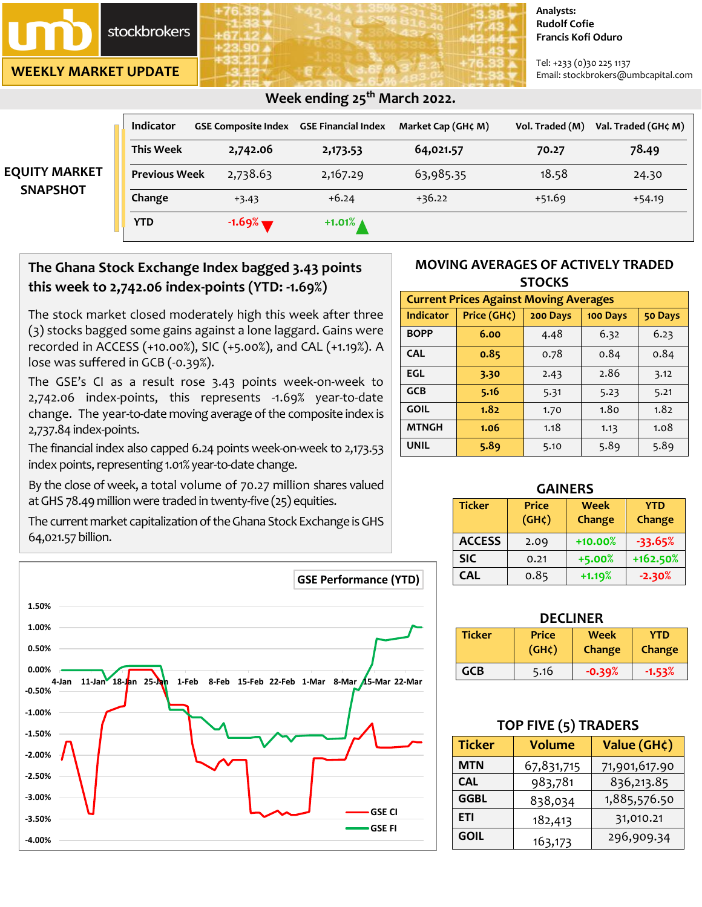umb stockbrokers

WEEKLY MARKET UPDATE

Analysts:
Rudolf Cofie
Francis Kofi Oduro

Tel: +233 (0)30 225 1137
Email: stockbrokers@umbcapital.com

# Week ending 25th March 2022.

## EQUITY MARKET SNAPSHOT

| Indicator | GSE Composite Index | GSE Financial Index | Market Cap (GH₵ M) | Vol. Traded (M) | Val. Traded (GH₵ M) |
|---|---|---|---|---|---|
| This Week | 2,742.06 | 2,173.53 | 64,021.57 | 70.27 | 78.49 |
| Previous Week | 2,738.63 | 2,167.29 | 63,985.35 | 18.58 | 24.30 |
| Change | +3.43 | +6.24 | +36.22 | +51.69 | +54.19 |
| YTD | -1.69% | +1.01% | | | |

## The Ghana Stock Exchange Index bagged 3.43 points this week to 2,742.06 index-points (YTD: -1.69%)

The stock market closed moderately high this week after three (3) stocks bagged some gains against a lone laggard. Gains were recorded in ACCESS (+10.00%), SIC (+5.00%), and CAL (+1.19%). A lose was suffered in GCB (-0.39%).

The GSE's CI as a result rose 3.43 points week-on-week to 2,742.06 index-points, this represents -1.69% year-to-date change. The year-to-date moving average of the composite index is 2,737.84 index-points.

The financial index also capped 6.24 points week-on-week to 2,173.53 index points, representing 1.01% year-to-date change.

By the close of week, a total volume of 70.27 million shares valued at GHS 78.49 million were traded in twenty-five (25) equities.

The current market capitalization of the Ghana Stock Exchange is GHS 64,021.57 billion.

## MOVING AVERAGES OF ACTIVELY TRADED STOCKS

Current Prices Against Moving Averages

| Indicator | Price (GH₵) | 200 Days | 100 Days | 50 Days |
|---|---|---|---|---|
| BOPP | 6.00 | 4.48 | 6.32 | 6.23 |
| CAL | 0.85 | 0.78 | 0.84 | 0.84 |
| EGL | 3.30 | 2.43 | 2.86 | 3.12 |
| GCB | 5.16 | 5.31 | 5.23 | 5.21 |
| GOIL | 1.82 | 1.70 | 1.80 | 1.82 |
| MTNGH | 1.06 | 1.18 | 1.13 | 1.08 |
| UNIL | 5.89 | 5.10 | 5.89 | 5.89 |

## GSE Performance (YTD)

(Line chart: GSE CI and GSE FI, 4-Jan to 22-Mar; y-axis -4.00% to 1.50%)

## GAINERS

| Ticker | Price (GH₵) | Week Change | YTD Change |
|---|---|---|---|
| ACCESS | 2.09 | +10.00% | -33.65% |
| SIC | 0.21 | +5.00% | +162.50% |
| CAL | 0.85 | +1.19% | -2.30% |

## DECLINER

| Ticker | Price (GH₵) | Week Change | YTD Change |
|---|---|---|---|
| GCB | 5.16 | -0.39% | -1.53% |

## TOP FIVE (5) TRADERS

| Ticker | Volume | Value (GH₵) |
|---|---|---|
| MTN | 67,831,715 | 71,901,617.90 |
| CAL | 983,781 | 836,213.85 |
| GGBL | 838,034 | 1,885,576.50 |
| ETI | 182,413 | 31,010.21 |
| GOIL | 163,173 | 296,909.34 |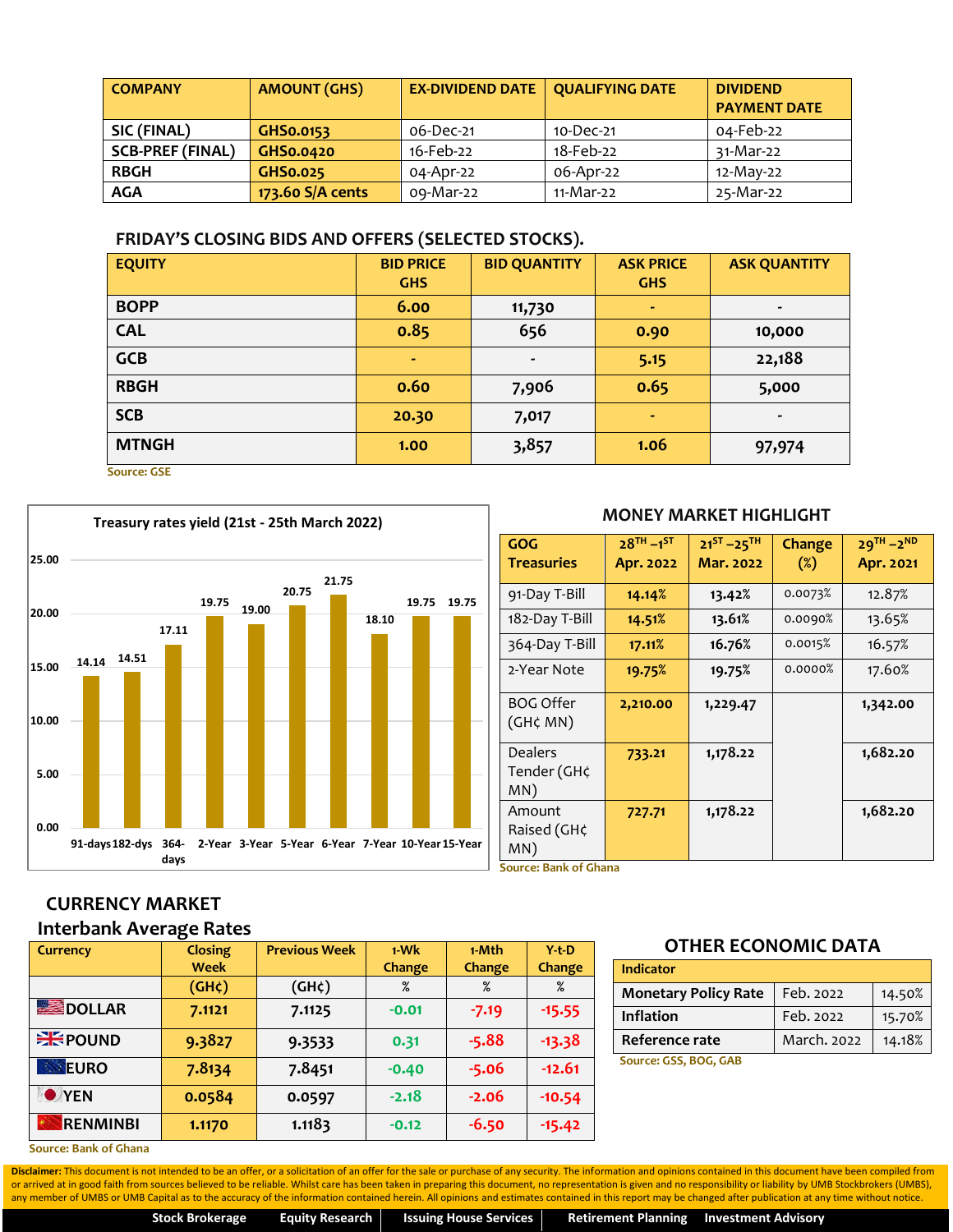| COMPANY | AMOUNT (GHS) | EX-DIVIDEND DATE | QUALIFYING DATE | DIVIDEND PAYMENT DATE |
|---|---|---|---|---|
| SIC (FINAL) | GHS0.0153 | 06-Dec-21 | 10-Dec-21 | 04-Feb-22 |
| SCB-PREF (FINAL) | GHS0.0420 | 16-Feb-22 | 18-Feb-22 | 31-Mar-22 |
| RBGH | GHS0.025 | 04-Apr-22 | 06-Apr-22 | 12-May-22 |
| AGA | 173.60 S/A cents | 09-Mar-22 | 11-Mar-22 | 25-Mar-22 |

## FRIDAY'S CLOSING BIDS AND OFFERS (SELECTED STOCKS).

| EQUITY | BID PRICE GHS | BID QUANTITY | ASK PRICE GHS | ASK QUANTITY |
|---|---|---|---|---|
| BOPP | 6.00 | 11,730 | - | - |
| CAL | 0.85 | 656 | 0.90 | 10,000 |
| GCB | - | - | 5.15 | 22,188 |
| RBGH | 0.60 | 7,906 | 0.65 | 5,000 |
| SCB | 20.30 | 7,017 | - | - |
| MTNGH | 1.00 | 3,857 | 1.06 | 97,974 |

Source: GSE

Treasury rates yield (21st - 25th March 2022)

25.00
20.00
15.00
10.00
5.00
0.00

14.14 14.51 17.11 19.75 19.00 20.75 21.75 18.10 19.75 19.75

91-days 182-dys 364-days 2-Year 3-Year 5-Year 6-Year 7-Year 10-Year 15-Year

## MONEY MARKET HIGHLIGHT

| GOG Treasuries | 28TH –1ST Apr. 2022 | 21ST –25TH Mar. 2022 | Change (%) | 29TH –2ND Apr. 2021 |
|---|---|---|---|---|
| 91-Day T-Bill | 14.14% | 13.42% | 0.0073% | 12.87% |
| 182-Day T-Bill | 14.51% | 13.61% | 0.0090% | 13.65% |
| 364-Day T-Bill | 17.11% | 16.76% | 0.0015% | 16.57% |
| 2-Year Note | 19.75% | 19.75% | 0.0000% | 17.60% |
| BOG Offer (GH¢ MN) | 2,210.00 | 1,229.47 | | 1,342.00 |
| Dealers Tender (GH¢ MN) | 733.21 | 1,178.22 | | 1,682.20 |
| Amount Raised (GH¢ MN) | 727.71 | 1,178.22 | | 1,682.20 |

Source: Bank of Ghana

## CURRENCY MARKET
### Interbank Average Rates

| Currency | Closing Week | Previous Week | 1-Wk Change | 1-Mth Change | Y-t-D Change |
|---|---|---|---|---|---|
| | (GH¢) | (GH¢) | % | % | % |
| DOLLAR | 7.1121 | 7.1125 | -0.01 | -7.19 | -15.55 |
| POUND | 9.3827 | 9.3533 | 0.31 | -5.88 | -13.38 |
| EURO | 7.8134 | 7.8451 | -0.40 | -5.06 | -12.61 |
| YEN | 0.0584 | 0.0597 | -2.18 | -2.06 | -10.54 |
| RENMINBI | 1.1170 | 1.1183 | -0.12 | -6.50 | -15.42 |

Source: Bank of Ghana

## OTHER ECONOMIC DATA

| Indicator | | |
|---|---|---|
| Monetary Policy Rate | Feb. 2022 | 14.50% |
| Inflation | Feb. 2022 | 15.70% |
| Reference rate | March. 2022 | 14.18% |

Source: GSS, BOG, GAB

**Disclaimer:** This document is not intended to be an offer, or a solicitation of an offer for the sale or purchase of any security. The information and opinions contained in this document have been compiled from or arrived at in good faith from sources believed to be reliable. Whilst care has been taken in preparing this document, no representation is given and no responsibility or liability by UMB Stockbrokers (UMBS), any member of UMBS or UMB Capital as to the accuracy of the information contained herein. All opinions and estimates contained in this report may be changed after publication at any time without notice.

Stock Brokerage | Equity Research | Issuing House Services | Retirement Planning | Investment Advisory